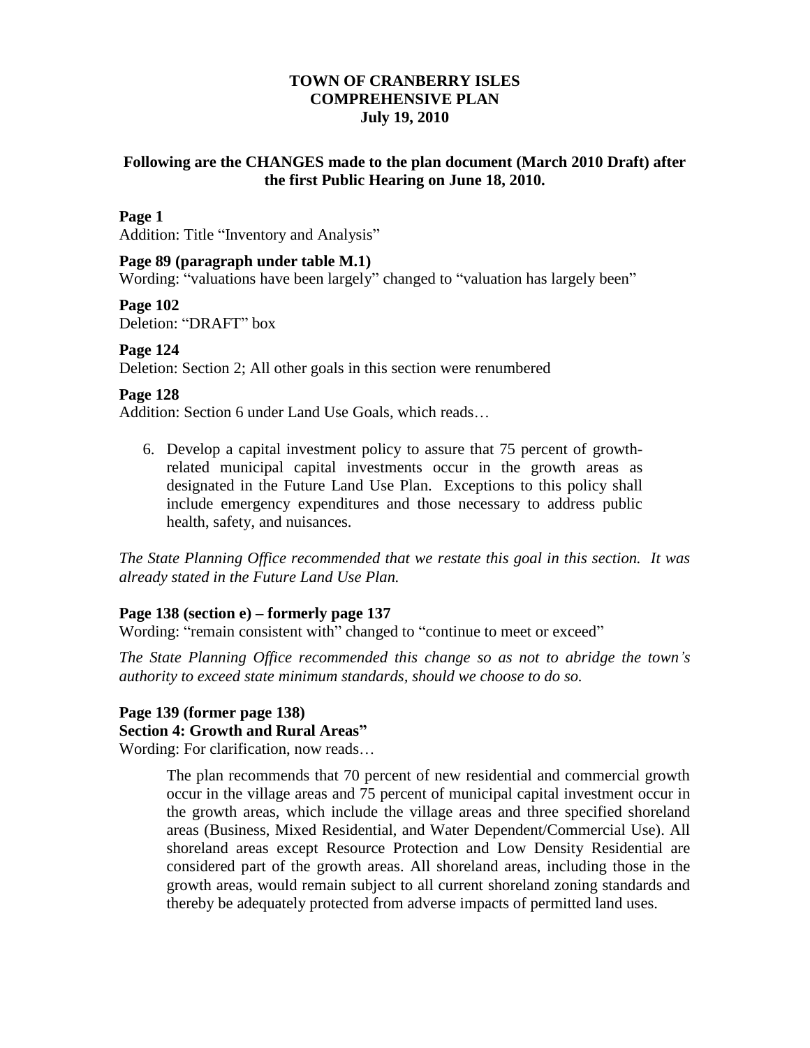# TOWN OF CRANBERRY ISLES
# COMPREHENSIVE PLAN
# July 19, 2010

## Following are the CHANGES made to the plan document (March 2010 Draft) after the first Public Hearing on June 18, 2010.

**Page 1**

Addition: Title "Inventory and Analysis"

**Page 89 (paragraph under table M.1)**

Wording: "valuations have been largely" changed to "valuation has largely been"

**Page 102**

Deletion: "DRAFT" box

**Page 124**

Deletion: Section 2; All other goals in this section were renumbered

**Page 128**

Addition: Section 6 under Land Use Goals, which reads…

6. Develop a capital investment policy to assure that 75 percent of growth-related municipal capital investments occur in the growth areas as designated in the Future Land Use Plan. Exceptions to this policy shall include emergency expenditures and those necessary to address public health, safety, and nuisances.

*The State Planning Office recommended that we restate this goal in this section. It was already stated in the Future Land Use Plan.*

**Page 138 (section e) – formerly page 137**

Wording: "remain consistent with" changed to "continue to meet or exceed"

*The State Planning Office recommended this change so as not to abridge the town's authority to exceed state minimum standards, should we choose to do so.*

**Page 139 (former page 138)**
**Section 4: Growth and Rural Areas"**

Wording: For clarification, now reads…

> The plan recommends that 70 percent of new residential and commercial growth occur in the village areas and 75 percent of municipal capital investment occur in the growth areas, which include the village areas and three specified shoreland areas (Business, Mixed Residential, and Water Dependent/Commercial Use). All shoreland areas except Resource Protection and Low Density Residential are considered part of the growth areas. All shoreland areas, including those in the growth areas, would remain subject to all current shoreland zoning standards and thereby be adequately protected from adverse impacts of permitted land uses.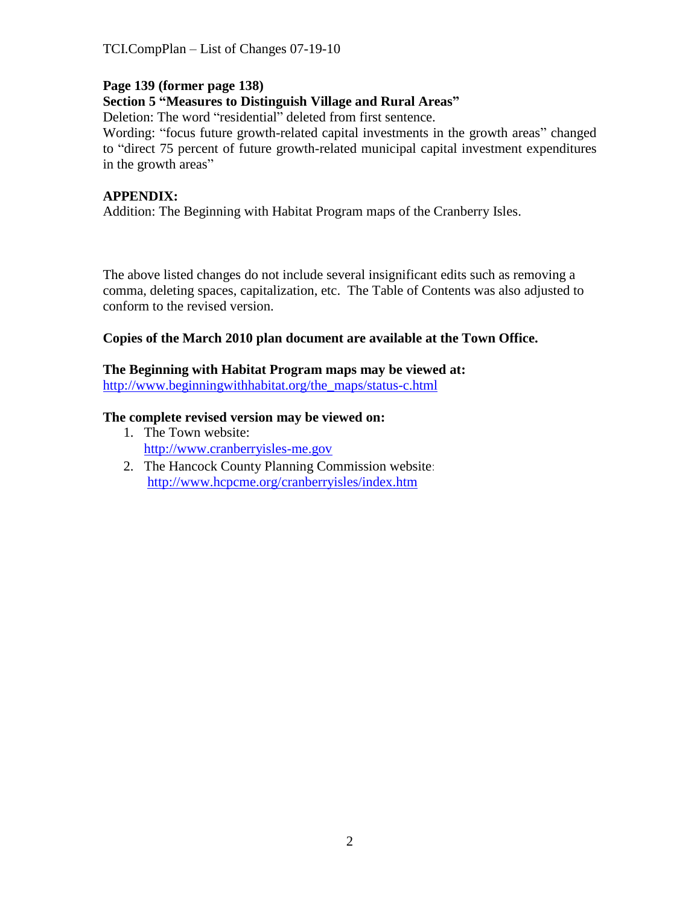**Page 139 (former page 138)**

**Section 5 "Measures to Distinguish Village and Rural Areas"**

Deletion: The word "residential" deleted from first sentence.

Wording: "focus future growth-related capital investments in the growth areas" changed to "direct 75 percent of future growth-related municipal capital investment expenditures in the growth areas"

**APPENDIX:**

Addition: The Beginning with Habitat Program maps of the Cranberry Isles.

The above listed changes do not include several insignificant edits such as removing a comma, deleting spaces, capitalization, etc. The Table of Contents was also adjusted to conform to the revised version.

**Copies of the March 2010 plan document are available at the Town Office.**

**The Beginning with Habitat Program maps may be viewed at:**
http://www.beginningwithhabitat.org/the_maps/status-c.html

**The complete revised version may be viewed on:**

1. The Town website:
   http://www.cranberryisles-me.gov
2. The Hancock County Planning Commission website:
   http://www.hcpcme.org/cranberryisles/index.htm